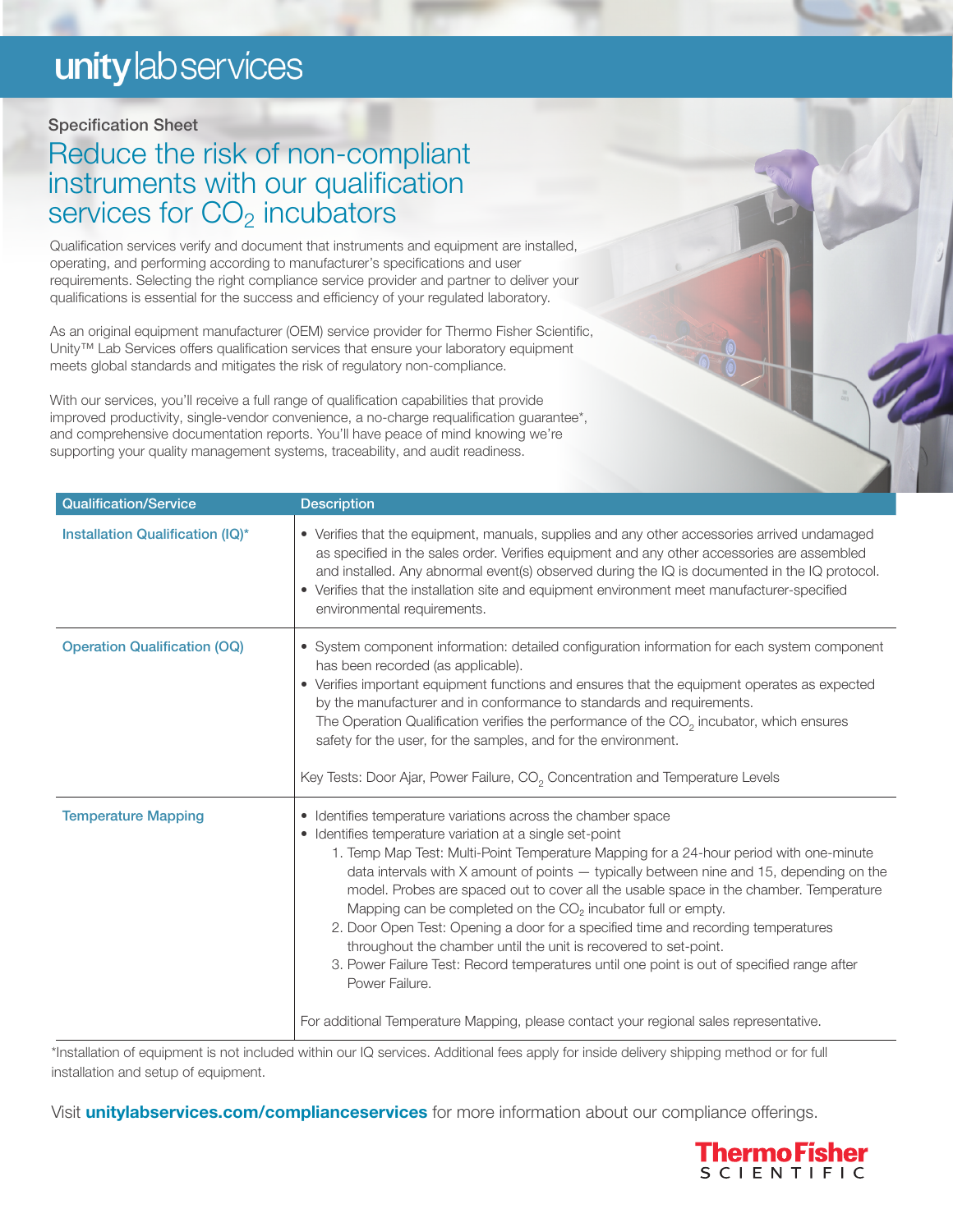# unity lab services

Specification Sheet

## Reduce the risk of non-compliant instruments with our qualification services for $CO_2$ incubators

Qualification services verify and document that instruments and equipment are installed, operating, and performing according to manufacturer's specifications and user requirements. Selecting the right compliance service provider and partner to deliver your qualifications is essential for the success and efficiency of your regulated laboratory.

As an original equipment manufacturer (OEM) service provider for Thermo Fisher Scientific, Unity™ Lab Services offers qualification services that ensure your laboratory equipment meets global standards and mitigates the risk of regulatory non-compliance.

With our services, you'll receive a full range of qualification capabilities that provide improved productivity, single-vendor convenience, a no-charge requalification guarantee*, and comprehensive documentation reports. You'll have peace of mind knowing we're supporting your quality management systems, traceability, and audit readiness.

| Qualification/Service | Description |
| --- | --- |
| Installation Qualification (IQ)* | • Verifies that the equipment, manuals, supplies and any other accessories arrived undamaged as specified in the sales order. Verifies equipment and any other accessories are assembled and installed. Any abnormal event(s) observed during the IQ is documented in the IQ protocol.<br>• Verifies that the installation site and equipment environment meet manufacturer-specified environmental requirements. |
| Operation Qualification (OQ) | • System component information: detailed configuration information for each system component has been recorded (as applicable).<br>• Verifies important equipment functions and ensures that the equipment operates as expected by the manufacturer and in conformance to standards and requirements. The Operation Qualification verifies the performance of the $CO_2$ incubator, which ensures safety for the user, for the samples, and for the environment.<br><br>Key Tests: Door Ajar, Power Failure, $CO_2$ Concentration and Temperature Levels |
| Temperature Mapping | • Identifies temperature variations across the chamber space<br>• Identifies temperature variation at a single set-point<br>1. Temp Map Test: Multi-Point Temperature Mapping for a 24-hour period with one-minute data intervals with X amount of points — typically between nine and 15, depending on the model. Probes are spaced out to cover all the usable space in the chamber. Temperature Mapping can be completed on the $CO_2$ incubator full or empty.<br>2. Door Open Test: Opening a door for a specified time and recording temperatures throughout the chamber until the unit is recovered to set-point.<br>3. Power Failure Test: Record temperatures until one point is out of specified range after Power Failure.<br><br>For additional Temperature Mapping, please contact your regional sales representative. |

*Installation of equipment is not included within our IQ services. Additional fees apply for inside delivery shipping method or for full installation and setup of equipment.

Visit **unitylabservices.com/complianceservices** for more information about our compliance offerings.

ThermoFisher SCIENTIFIC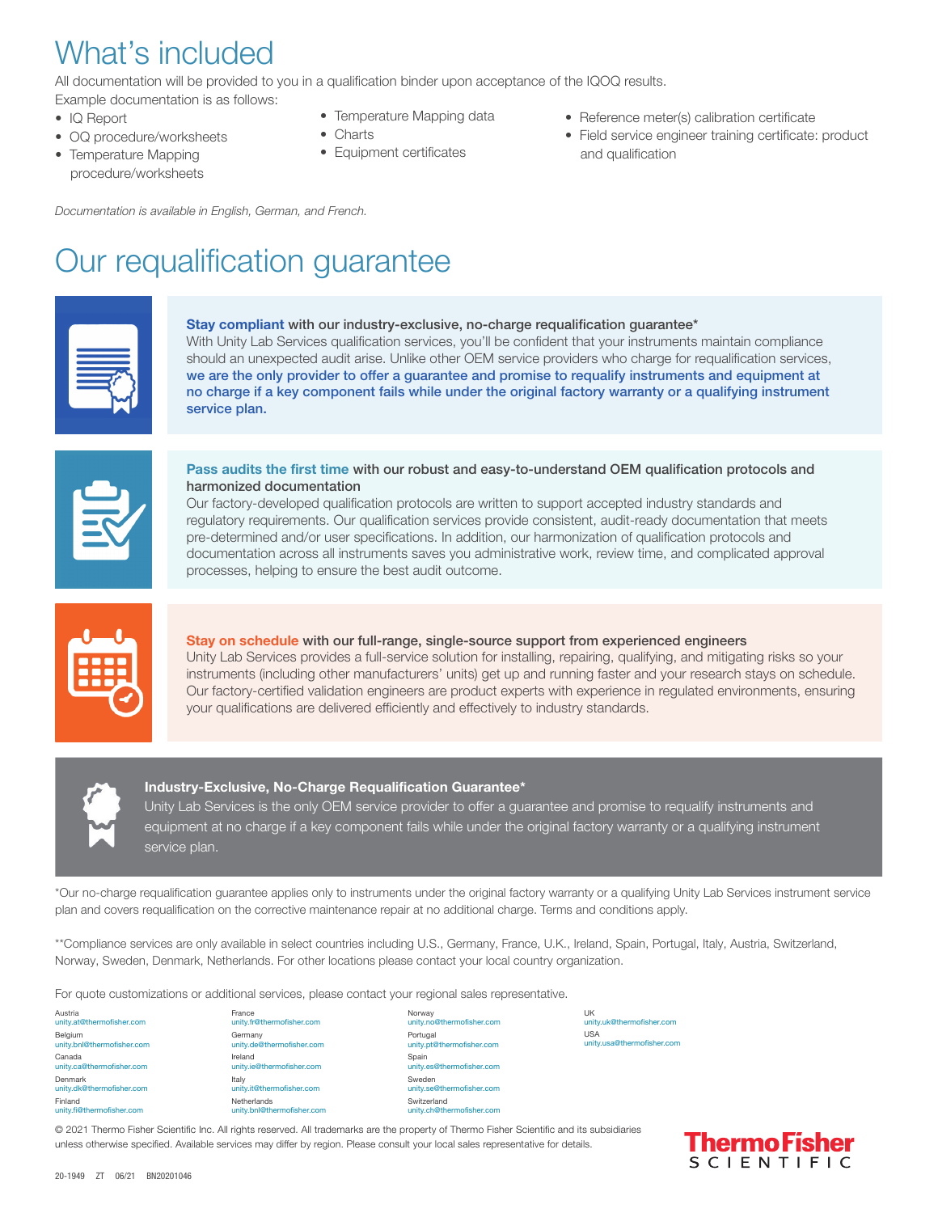# What's included

All documentation will be provided to you in a qualification binder upon acceptance of the IQOQ results. Example documentation is as follows:

- IQ Report
- OQ procedure/worksheets
- Temperature Mapping procedure/worksheets
- Temperature Mapping data
- Charts
- Equipment certificates
- Reference meter(s) calibration certificate
- Field service engineer training certificate: product and qualification

*Documentation is available in English, German, and French.*

# Our requalification guarantee

**Stay compliant with our industry-exclusive, no-charge requalification guarantee***
With Unity Lab Services qualification services, you'll be confident that your instruments maintain compliance should an unexpected audit arise. Unlike other OEM service providers who charge for requalification services, **we are the only provider to offer a guarantee and promise to requalify instruments and equipment at no charge if a key component fails while under the original factory warranty or a qualifying instrument service plan.**

**Pass audits the first time with our robust and easy-to-understand OEM qualification protocols and harmonized documentation**
Our factory-developed qualification protocols are written to support accepted industry standards and regulatory requirements. Our qualification services provide consistent, audit-ready documentation that meets pre-determined and/or user specifications. In addition, our harmonization of qualification protocols and documentation across all instruments saves you administrative work, review time, and complicated approval processes, helping to ensure the best audit outcome.

**Stay on schedule with our full-range, single-source support from experienced engineers**
Unity Lab Services provides a full-service solution for installing, repairing, qualifying, and mitigating risks so your instruments (including other manufacturers' units) get up and running faster and your research stays on schedule. Our factory-certified validation engineers are product experts with experience in regulated environments, ensuring your qualifications are delivered efficiently and effectively to industry standards.

**Industry-Exclusive, No-Charge Requalification Guarantee***
Unity Lab Services is the only OEM service provider to offer a guarantee and promise to requalify instruments and equipment at no charge if a key component fails while under the original factory warranty or a qualifying instrument service plan.

*Our no-charge requalification guarantee applies only to instruments under the original factory warranty or a qualifying Unity Lab Services instrument service plan and covers requalification on the corrective maintenance repair at no additional charge. Terms and conditions apply.

**Compliance services are only available in select countries including U.S., Germany, France, U.K., Ireland, Spain, Portugal, Italy, Austria, Switzerland, Norway, Sweden, Denmark, Netherlands. For other locations please contact your local country organization.

For quote customizations or additional services, please contact your regional sales representative.

Austria
unity.at@thermofisher.com

Belgium
unity.bnl@thermofisher.com

Canada
unity.ca@thermofisher.com

Denmark
unity.dk@thermofisher.com

Finland
unity.fi@thermofisher.com

France
unity.fr@thermofisher.com

Germany
unity.de@thermofisher.com

Ireland
unity.ie@thermofisher.com

Italy
unity.it@thermofisher.com

Netherlands
unity.bnl@thermofisher.com

Norway
unity.no@thermofisher.com

Portugal
unity.pt@thermofisher.com

Spain
unity.es@thermofisher.com

Sweden
unity.se@thermofisher.com

Switzerland
unity.ch@thermofisher.com

UK
unity.uk@thermofisher.com

USA
unity.usa@thermofisher.com

© 2021 Thermo Fisher Scientific Inc. All rights reserved. All trademarks are the property of Thermo Fisher Scientific and its subsidiaries unless otherwise specified. Available services may differ by region. Please consult your local sales representative for details.

ThermoFisher SCIENTIFIC

20-1949 ZT 06/21 BN20201046